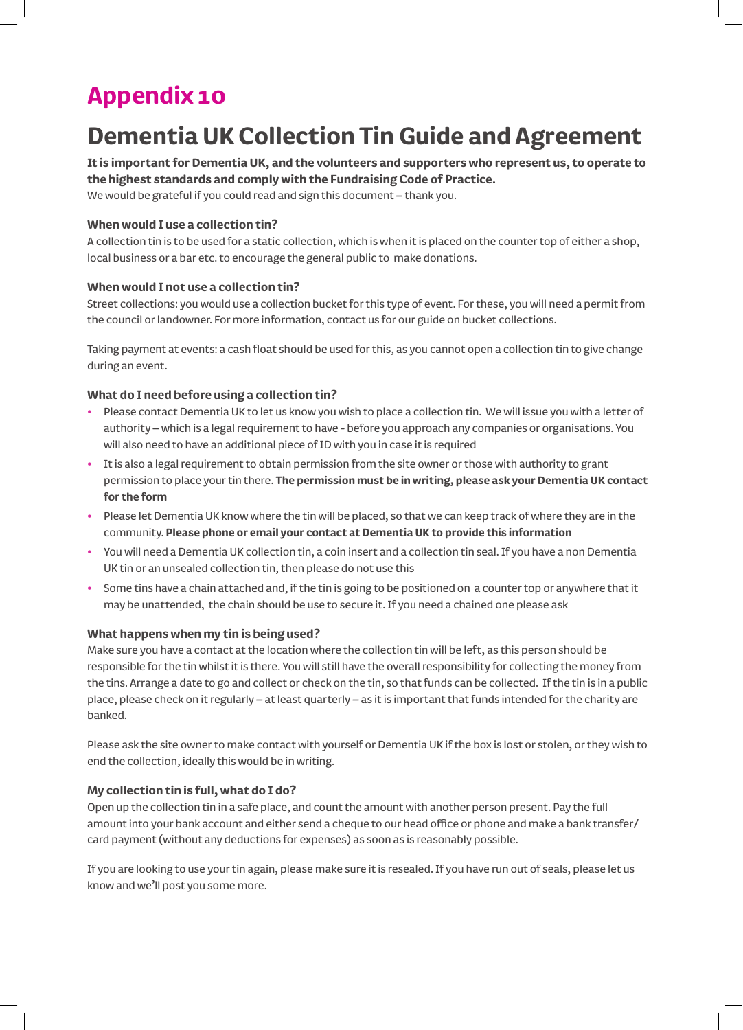# Appendix 10

## Dementia UK Collection Tin Guide and Agreement

**It is important for Dementia UK, and the volunteers and supporters who represent us, to operate to the highest standards and comply with the Fundraising Code of Practice.**
We would be grateful if you could read and sign this document – thank you.

### When would I use a collection tin?

A collection tin is to be used for a static collection, which is when it is placed on the counter top of either a shop, local business or a bar etc. to encourage the general public to make donations.

### When would I not use a collection tin?

Street collections: you would use a collection bucket for this type of event. For these, you will need a permit from the council or landowner. For more information, contact us for our guide on bucket collections.

Taking payment at events: a cash float should be used for this, as you cannot open a collection tin to give change during an event.

### What do I need before using a collection tin?

- Please contact Dementia UK to let us know you wish to place a collection tin. We will issue you with a letter of authority – which is a legal requirement to have - before you approach any companies or organisations. You will also need to have an additional piece of ID with you in case it is required
- It is also a legal requirement to obtain permission from the site owner or those with authority to grant permission to place your tin there. **The permission must be in writing, please ask your Dementia UK contact for the form**
- Please let Dementia UK know where the tin will be placed, so that we can keep track of where they are in the community. **Please phone or email your contact at Dementia UK to provide this information**
- You will need a Dementia UK collection tin, a coin insert and a collection tin seal. If you have a non Dementia UK tin or an unsealed collection tin, then please do not use this
- Some tins have a chain attached and, if the tin is going to be positioned on a counter top or anywhere that it may be unattended, the chain should be use to secure it. If you need a chained one please ask

### What happens when my tin is being used?

Make sure you have a contact at the location where the collection tin will be left, as this person should be responsible for the tin whilst it is there. You will still have the overall responsibility for collecting the money from the tins. Arrange a date to go and collect or check on the tin, so that funds can be collected. If the tin is in a public place, please check on it regularly – at least quarterly – as it is important that funds intended for the charity are banked.

Please ask the site owner to make contact with yourself or Dementia UK if the box is lost or stolen, or they wish to end the collection, ideally this would be in writing.

### My collection tin is full, what do I do?

Open up the collection tin in a safe place, and count the amount with another person present. Pay the full amount into your bank account and either send a cheque to our head office or phone and make a bank transfer/ card payment (without any deductions for expenses) as soon as is reasonably possible.

If you are looking to use your tin again, please make sure it is resealed. If you have run out of seals, please let us know and we'll post you some more.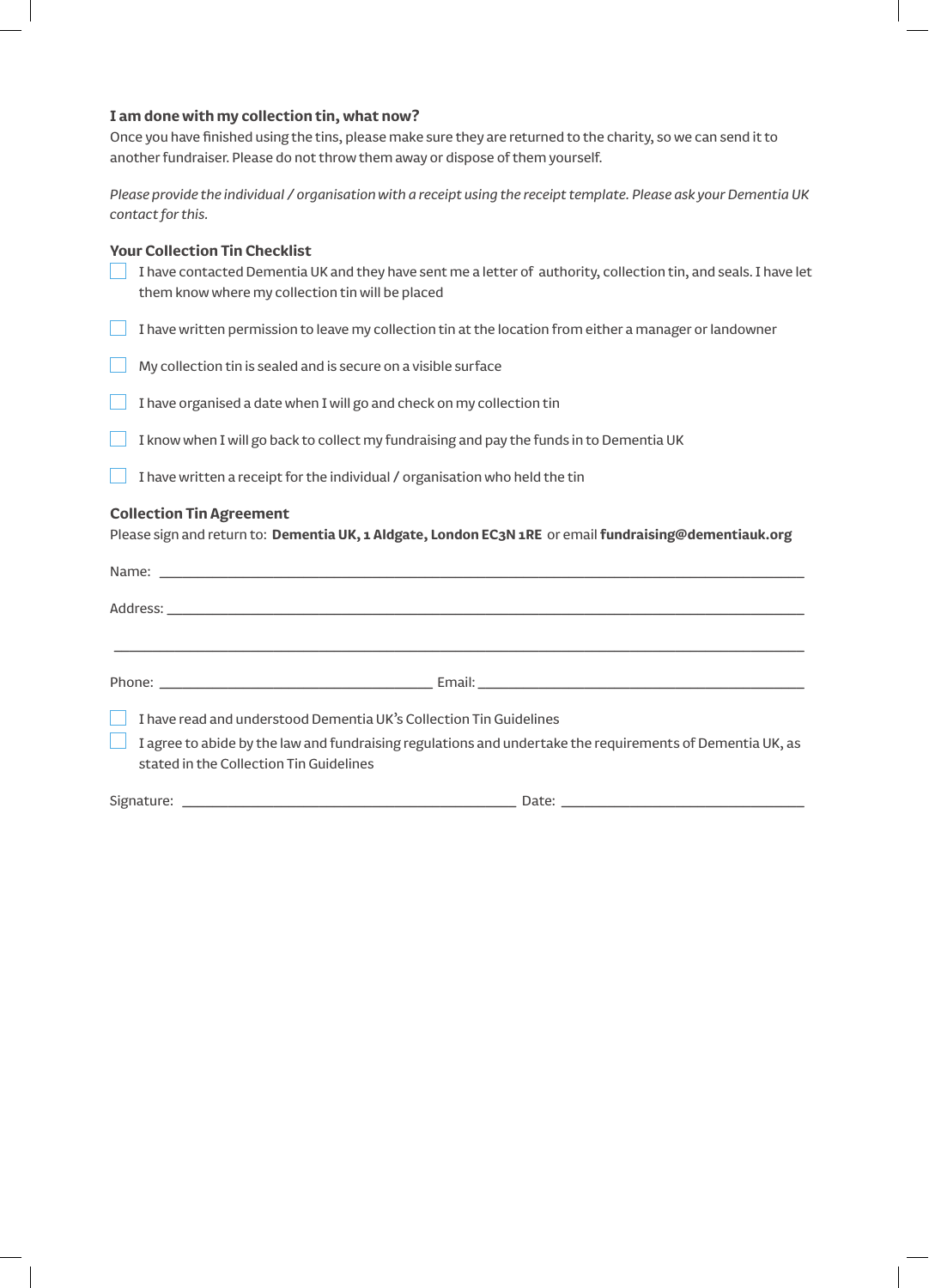### I am done with my collection tin, what now?

Once you have finished using the tins, please make sure they are returned to the charity, so we can send it to another fundraiser. Please do not throw them away or dispose of them yourself.

*Please provide the individual / organisation with a receipt using the receipt template. Please ask your Dementia UK contact for this.*

### Your Collection Tin Checklist

- [ ] I have contacted Dementia UK and they have sent me a letter of authority, collection tin, and seals. I have let them know where my collection tin will be placed
- [ ] I have written permission to leave my collection tin at the location from either a manager or landowner
- [ ] My collection tin is sealed and is secure on a visible surface
- [ ] I have organised a date when I will go and check on my collection tin
- [ ] I know when I will go back to collect my fundraising and pay the funds in to Dementia UK
- [ ] I have written a receipt for the individual / organisation who held the tin

### Collection Tin Agreement

Please sign and return to: **Dementia UK, 1 Aldgate, London EC3N 1RE** or email **fundraising@dementiauk.org**

Name: ______________________________________________

Address: ____________________________________________

____________________________________________________

Phone: ______________________ Email: ______________________

- [ ] I have read and understood Dementia UK's Collection Tin Guidelines
- [ ] I agree to abide by the law and fundraising regulations and undertake the requirements of Dementia UK, as stated in the Collection Tin Guidelines

Signature: __________________________ Date: __________________